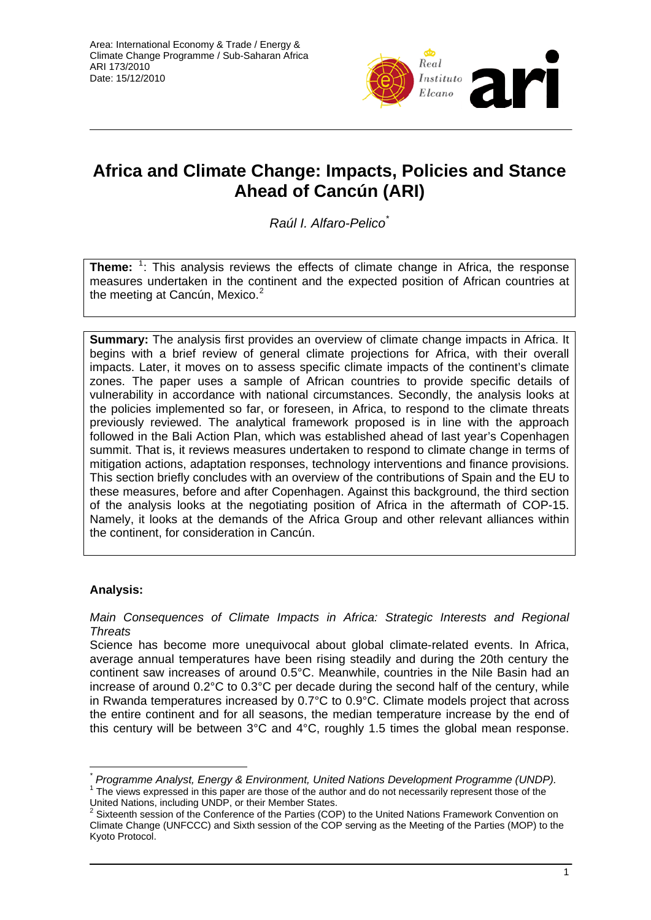Area: International Economy & Trade / Energy & Climate Change Programme / Sub-Saharan Africa
ARI 173/2010
Date: 15/12/2010

# Africa and Climate Change: Impacts, Policies and Stance Ahead of Cancún (ARI)

*Raúl I. Alfaro-Pelico*[*]

**Theme:** [1]: This analysis reviews the effects of climate change in Africa, the response measures undertaken in the continent and the expected position of African countries at the meeting at Cancún, Mexico.[2]

**Summary:** The analysis first provides an overview of climate change impacts in Africa. It begins with a brief review of general climate projections for Africa, with their overall impacts. Later, it moves on to assess specific climate impacts of the continent's climate zones. The paper uses a sample of African countries to provide specific details of vulnerability in accordance with national circumstances. Secondly, the analysis looks at the policies implemented so far, or foreseen, in Africa, to respond to the climate threats previously reviewed. The analytical framework proposed is in line with the approach followed in the Bali Action Plan, which was established ahead of last year's Copenhagen summit. That is, it reviews measures undertaken to respond to climate change in terms of mitigation actions, adaptation responses, technology interventions and finance provisions. This section briefly concludes with an overview of the contributions of Spain and the EU to these measures, before and after Copenhagen. Against this background, the third section of the analysis looks at the negotiating position of Africa in the aftermath of COP-15. Namely, it looks at the demands of the Africa Group and other relevant alliances within the continent, for consideration in Cancún.

**Analysis:**

*Main Consequences of Climate Impacts in Africa: Strategic Interests and Regional Threats*

Science has become more unequivocal about global climate-related events. In Africa, average annual temperatures have been rising steadily and during the 20th century the continent saw increases of around 0.5°C. Meanwhile, countries in the Nile Basin had an increase of around 0.2°C to 0.3°C per decade during the second half of the century, while in Rwanda temperatures increased by 0.7°C to 0.9°C. Climate models project that across the entire continent and for all seasons, the median temperature increase by the end of this century will be between 3°C and 4°C, roughly 1.5 times the global mean response.

---

[*] *Programme Analyst, Energy & Environment, United Nations Development Programme (UNDP).*

[1] The views expressed in this paper are those of the author and do not necessarily represent those of the United Nations, including UNDP, or their Member States.

[2] Sixteenth session of the Conference of the Parties (COP) to the United Nations Framework Convention on Climate Change (UNFCCC) and Sixth session of the COP serving as the Meeting of the Parties (MOP) to the Kyoto Protocol.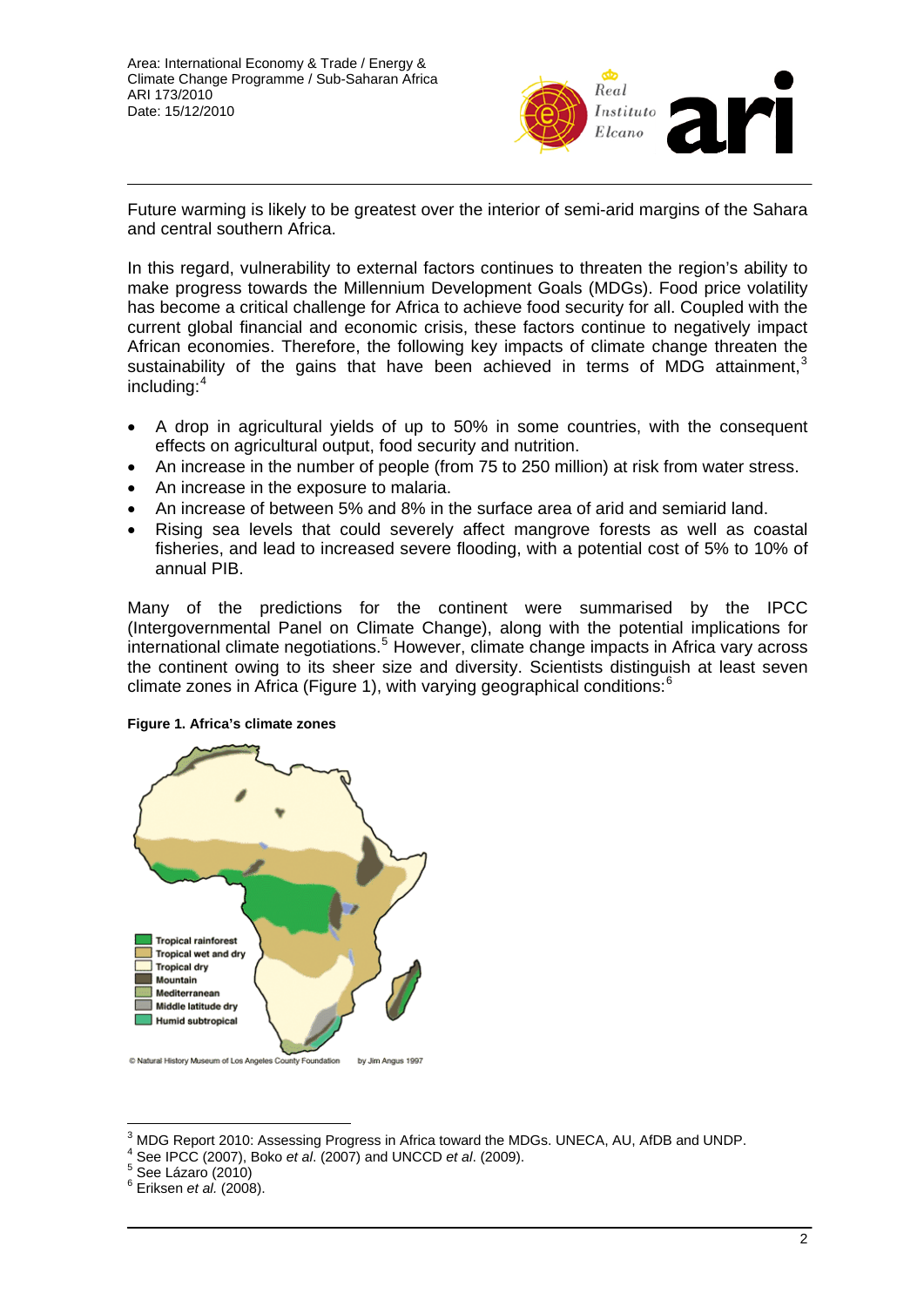Future warming is likely to be greatest over the interior of semi-arid margins of the Sahara and central southern Africa.

In this regard, vulnerability to external factors continues to threaten the region's ability to make progress towards the Millennium Development Goals (MDGs). Food price volatility has become a critical challenge for Africa to achieve food security for all. Coupled with the current global financial and economic crisis, these factors continue to negatively impact African economies. Therefore, the following key impacts of climate change threaten the sustainability of the gains that have been achieved in terms of MDG attainment,[3] including:[4]

- A drop in agricultural yields of up to 50% in some countries, with the consequent effects on agricultural output, food security and nutrition.
- An increase in the number of people (from 75 to 250 million) at risk from water stress.
- An increase in the exposure to malaria.
- An increase of between 5% and 8% in the surface area of arid and semiarid land.
- Rising sea levels that could severely affect mangrove forests as well as coastal fisheries, and lead to increased severe flooding, with a potential cost of 5% to 10% of annual PIB.

Many of the predictions for the continent were summarised by the IPCC (Intergovernmental Panel on Climate Change), along with the potential implications for international climate negotiations.[5] However, climate change impacts in Africa vary across the continent owing to its sheer size and diversity. Scientists distinguish at least seven climate zones in Africa (Figure 1), with varying geographical conditions:[6]

**Figure 1. Africa's climate zones**

Tropical rainforest
Tropical wet and dry
Tropical dry
Mountain
Mediterranean
Middle latitude dry
Humid subtropical

© Natural History Museum of Los Angeles County Foundation by Jim Angus 1997

---

[3] MDG Report 2010: Assessing Progress in Africa toward the MDGs. UNECA, AU, AfDB and UNDP.
[4] See IPCC (2007), Boko *et al*. (2007) and UNCCD *et al*. (2009).
[5] See Lázaro (2010)
[6] Eriksen *et al.* (2008).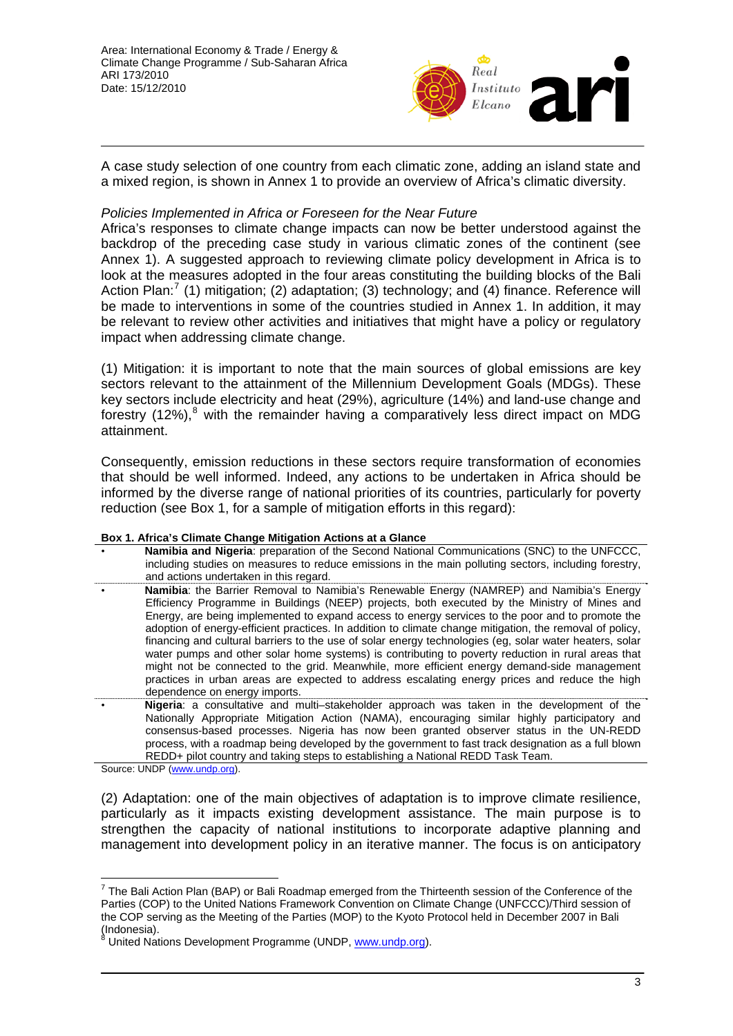A case study selection of one country from each climatic zone, adding an island state and a mixed region, is shown in Annex 1 to provide an overview of Africa's climatic diversity.

*Policies Implemented in Africa or Foreseen for the Near Future*

Africa's responses to climate change impacts can now be better understood against the backdrop of the preceding case study in various climatic zones of the continent (see Annex 1). A suggested approach to reviewing climate policy development in Africa is to look at the measures adopted in the four areas constituting the building blocks of the Bali Action Plan:[7] (1) mitigation; (2) adaptation; (3) technology; and (4) finance. Reference will be made to interventions in some of the countries studied in Annex 1. In addition, it may be relevant to review other activities and initiatives that might have a policy or regulatory impact when addressing climate change.

(1) Mitigation: it is important to note that the main sources of global emissions are key sectors relevant to the attainment of the Millennium Development Goals (MDGs). These key sectors include electricity and heat (29%), agriculture (14%) and land-use change and forestry (12%),[8] with the remainder having a comparatively less direct impact on MDG attainment.

Consequently, emission reductions in these sectors require transformation of economies that should be well informed. Indeed, any actions to be undertaken in Africa should be informed by the diverse range of national priorities of its countries, particularly for poverty reduction (see Box 1, for a sample of mitigation efforts in this regard):

**Box 1. Africa's Climate Change Mitigation Actions at a Glance**

- **Namibia and Nigeria**: preparation of the Second National Communications (SNC) to the UNFCCC, including studies on measures to reduce emissions in the main polluting sectors, including forestry, and actions undertaken in this regard.
- **Namibia**: the Barrier Removal to Namibia's Renewable Energy (NAMREP) and Namibia's Energy Efficiency Programme in Buildings (NEEP) projects, both executed by the Ministry of Mines and Energy, are being implemented to expand access to energy services to the poor and to promote the adoption of energy-efficient practices. In addition to climate change mitigation, the removal of policy, financing and cultural barriers to the use of solar energy technologies (eg, solar water heaters, solar water pumps and other solar home systems) is contributing to poverty reduction in rural areas that might not be connected to the grid. Meanwhile, more efficient energy demand-side management practices in urban areas are expected to address escalating energy prices and reduce the high dependence on energy imports.
- **Nigeria**: a consultative and multi–stakeholder approach was taken in the development of the Nationally Appropriate Mitigation Action (NAMA), encouraging similar highly participatory and consensus-based processes. Nigeria has now been granted observer status in the UN-REDD process, with a roadmap being developed by the government to fast track designation as a full blown REDD+ pilot country and taking steps to establishing a National REDD Task Team.

Source: UNDP (www.undp.org).

(2) Adaptation: one of the main objectives of adaptation is to improve climate resilience, particularly as it impacts existing development assistance. The main purpose is to strengthen the capacity of national institutions to incorporate adaptive planning and management into development policy in an iterative manner. The focus is on anticipatory

---

[7] The Bali Action Plan (BAP) or Bali Roadmap emerged from the Thirteenth session of the Conference of the Parties (COP) to the United Nations Framework Convention on Climate Change (UNFCCC)/Third session of the COP serving as the Meeting of the Parties (MOP) to the Kyoto Protocol held in December 2007 in Bali (Indonesia).

[8] United Nations Development Programme (UNDP, www.undp.org).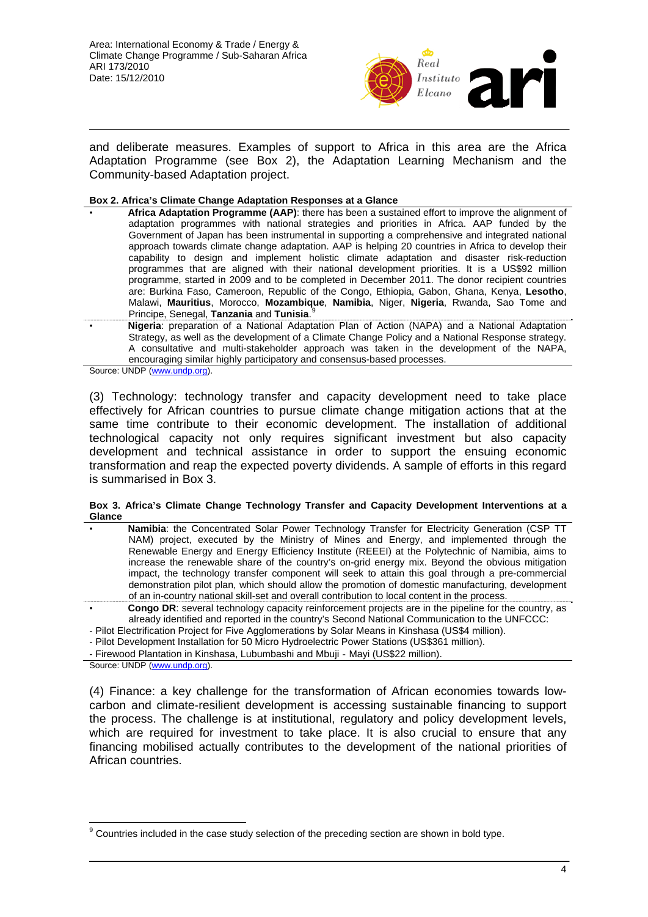and deliberate measures. Examples of support to Africa in this area are the Africa Adaptation Programme (see Box 2), the Adaptation Learning Mechanism and the Community-based Adaptation project.

**Box 2. Africa's Climate Change Adaptation Responses at a Glance**

- **Africa Adaptation Programme (AAP)**: there has been a sustained effort to improve the alignment of adaptation programmes with national strategies and priorities in Africa. AAP funded by the Government of Japan has been instrumental in supporting a comprehensive and integrated national approach towards climate change adaptation. AAP is helping 20 countries in Africa to develop their capability to design and implement holistic climate adaptation and disaster risk-reduction programmes that are aligned with their national development priorities. It is a US$92 million programme, started in 2009 and to be completed in December 2011. The donor recipient countries are: Burkina Faso, Cameroon, Republic of the Congo, Ethiopia, Gabon, Ghana, Kenya, **Lesotho**, Malawi, **Mauritius**, Morocco, **Mozambique**, **Namibia**, Niger, **Nigeria**, Rwanda, Sao Tome and Principe, Senegal, **Tanzania** and **Tunisia**.[9]
- **Nigeria**: preparation of a National Adaptation Plan of Action (NAPA) and a National Adaptation Strategy, as well as the development of a Climate Change Policy and a National Response strategy. A consultative and multi-stakeholder approach was taken in the development of the NAPA, encouraging similar highly participatory and consensus-based processes.

Source: UNDP (www.undp.org).

(3) Technology: technology transfer and capacity development need to take place effectively for African countries to pursue climate change mitigation actions that at the same time contribute to their economic development. The installation of additional technological capacity not only requires significant investment but also capacity development and technical assistance in order to support the ensuing economic transformation and reap the expected poverty dividends. A sample of efforts in this regard is summarised in Box 3.

**Box 3. Africa's Climate Change Technology Transfer and Capacity Development Interventions at a Glance**

- **Namibia**: the Concentrated Solar Power Technology Transfer for Electricity Generation (CSP TT NAM) project, executed by the Ministry of Mines and Energy, and implemented through the Renewable Energy and Energy Efficiency Institute (REEEI) at the Polytechnic of Namibia, aims to increase the renewable share of the country's on-grid energy mix. Beyond the obvious mitigation impact, the technology transfer component will seek to attain this goal through a pre-commercial demonstration pilot plan, which should allow the promotion of domestic manufacturing, development of an in-country national skill-set and overall contribution to local content in the process.
- **Congo DR**: several technology capacity reinforcement projects are in the pipeline for the country, as already identified and reported in the country's Second National Communication to the UNFCCC:

- Pilot Electrification Project for Five Agglomerations by Solar Means in Kinshasa (US$4 million).
- Pilot Development Installation for 50 Micro Hydroelectric Power Stations (US$361 million).
- Firewood Plantation in Kinshasa, Lubumbashi and Mbuji - Mayi (US$22 million).

Source: UNDP (www.undp.org).

(4) Finance: a key challenge for the transformation of African economies towards low-carbon and climate-resilient development is accessing sustainable financing to support the process. The challenge is at institutional, regulatory and policy development levels, which are required for investment to take place. It is also crucial to ensure that any financing mobilised actually contributes to the development of the national priorities of African countries.

---

[9] Countries included in the case study selection of the preceding section are shown in bold type.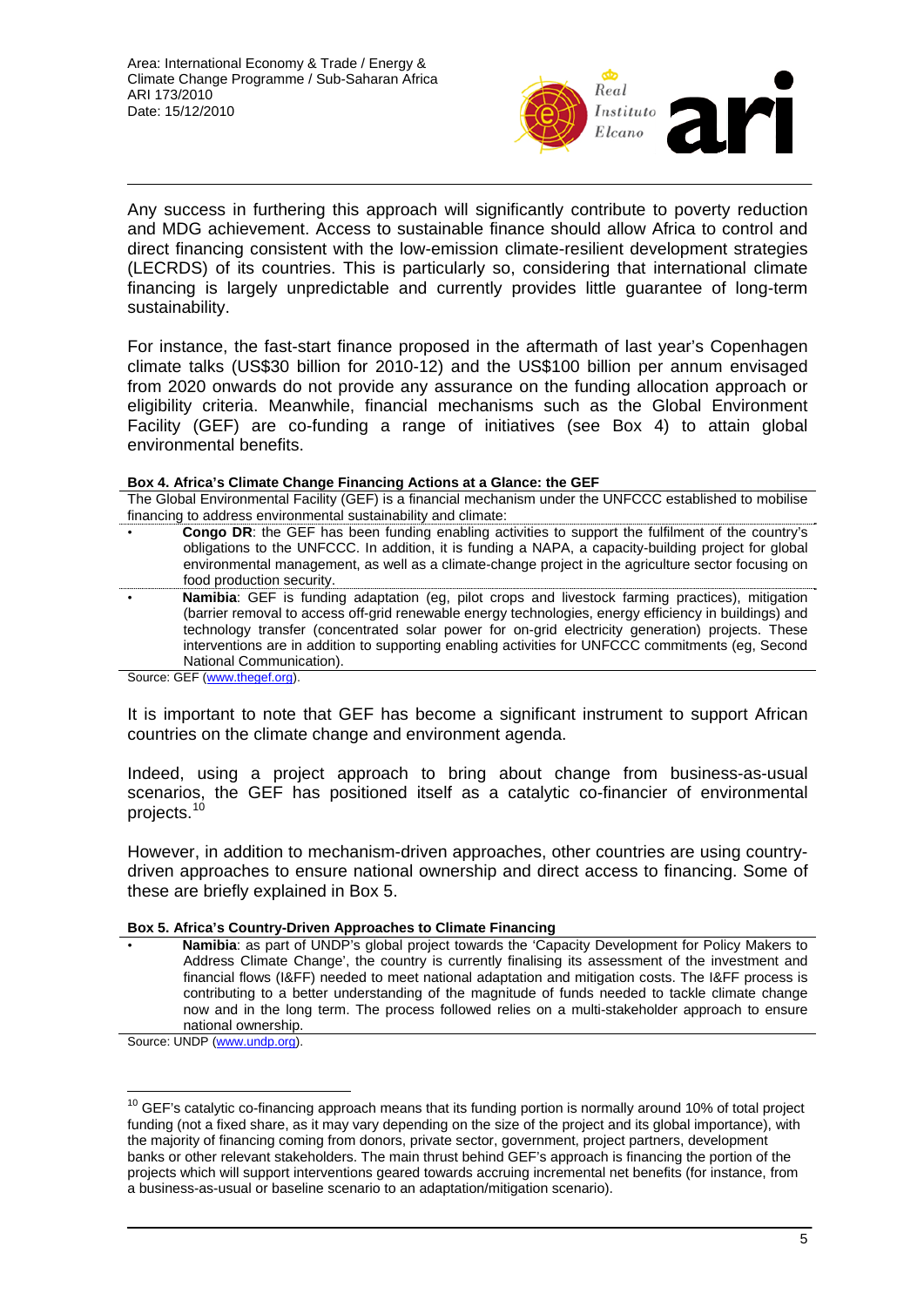Any success in furthering this approach will significantly contribute to poverty reduction and MDG achievement. Access to sustainable finance should allow Africa to control and direct financing consistent with the low-emission climate-resilient development strategies (LECRDS) of its countries. This is particularly so, considering that international climate financing is largely unpredictable and currently provides little guarantee of long-term sustainability.

For instance, the fast-start finance proposed in the aftermath of last year's Copenhagen climate talks (US$30 billion for 2010-12) and the US$100 billion per annum envisaged from 2020 onwards do not provide any assurance on the funding allocation approach or eligibility criteria. Meanwhile, financial mechanisms such as the Global Environment Facility (GEF) are co-funding a range of initiatives (see Box 4) to attain global environmental benefits.

**Box 4. Africa's Climate Change Financing Actions at a Glance: the GEF**

The Global Environmental Facility (GEF) is a financial mechanism under the UNFCCC established to mobilise financing to address environmental sustainability and climate:

- **Congo DR**: the GEF has been funding enabling activities to support the fulfilment of the country's obligations to the UNFCCC. In addition, it is funding a NAPA, a capacity-building project for global environmental management, as well as a climate-change project in the agriculture sector focusing on food production security.
- **Namibia**: GEF is funding adaptation (eg, pilot crops and livestock farming practices), mitigation (barrier removal to access off-grid renewable energy technologies, energy efficiency in buildings) and technology transfer (concentrated solar power for on-grid electricity generation) projects. These interventions are in addition to supporting enabling activities for UNFCCC commitments (eg, Second National Communication).

Source: GEF (www.thegef.org).

It is important to note that GEF has become a significant instrument to support African countries on the climate change and environment agenda.

Indeed, using a project approach to bring about change from business-as-usual scenarios, the GEF has positioned itself as a catalytic co-financier of environmental projects.[10]

However, in addition to mechanism-driven approaches, other countries are using country-driven approaches to ensure national ownership and direct access to financing. Some of these are briefly explained in Box 5.

**Box 5. Africa's Country-Driven Approaches to Climate Financing**

- **Namibia**: as part of UNDP's global project towards the 'Capacity Development for Policy Makers to Address Climate Change', the country is currently finalising its assessment of the investment and financial flows (I&FF) needed to meet national adaptation and mitigation costs. The I&FF process is contributing to a better understanding of the magnitude of funds needed to tackle climate change now and in the long term. The process followed relies on a multi-stakeholder approach to ensure national ownership.

Source: UNDP (www.undp.org).

---

[10] GEF's catalytic co-financing approach means that its funding portion is normally around 10% of total project funding (not a fixed share, as it may vary depending on the size of the project and its global importance), with the majority of financing coming from donors, private sector, government, project partners, development banks or other relevant stakeholders. The main thrust behind GEF's approach is financing the portion of the projects which will support interventions geared towards accruing incremental net benefits (for instance, from a business-as-usual or baseline scenario to an adaptation/mitigation scenario).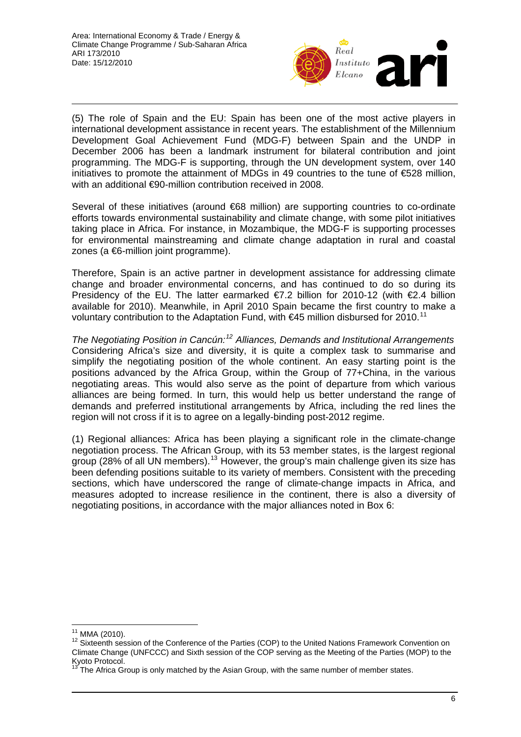(5) The role of Spain and the EU: Spain has been one of the most active players in international development assistance in recent years. The establishment of the Millennium Development Goal Achievement Fund (MDG-F) between Spain and the UNDP in December 2006 has been a landmark instrument for bilateral contribution and joint programming. The MDG-F is supporting, through the UN development system, over 140 initiatives to promote the attainment of MDGs in 49 countries to the tune of €528 million, with an additional €90-million contribution received in 2008.

Several of these initiatives (around €68 million) are supporting countries to co-ordinate efforts towards environmental sustainability and climate change, with some pilot initiatives taking place in Africa. For instance, in Mozambique, the MDG-F is supporting processes for environmental mainstreaming and climate change adaptation in rural and coastal zones (a €6-million joint programme).

Therefore, Spain is an active partner in development assistance for addressing climate change and broader environmental concerns, and has continued to do so during its Presidency of the EU. The latter earmarked €7.2 billion for 2010-12 (with €2.4 billion available for 2010). Meanwhile, in April 2010 Spain became the first country to make a voluntary contribution to the Adaptation Fund, with €45 million disbursed for 2010.[11]

*The Negotiating Position in Cancún:[12] Alliances, Demands and Institutional Arrangements*

Considering Africa's size and diversity, it is quite a complex task to summarise and simplify the negotiating position of the whole continent. An easy starting point is the positions advanced by the Africa Group, within the Group of 77+China, in the various negotiating areas. This would also serve as the point of departure from which various alliances are being formed. In turn, this would help us better understand the range of demands and preferred institutional arrangements by Africa, including the red lines the region will not cross if it is to agree on a legally-binding post-2012 regime.

(1) Regional alliances: Africa has been playing a significant role in the climate-change negotiation process. The African Group, with its 53 member states, is the largest regional group (28% of all UN members).[13] However, the group's main challenge given its size has been defending positions suitable to its variety of members. Consistent with the preceding sections, which have underscored the range of climate-change impacts in Africa, and measures adopted to increase resilience in the continent, there is also a diversity of negotiating positions, in accordance with the major alliances noted in Box 6:

---

[11] MMA (2010).

[12] Sixteenth session of the Conference of the Parties (COP) to the United Nations Framework Convention on Climate Change (UNFCCC) and Sixth session of the COP serving as the Meeting of the Parties (MOP) to the Kyoto Protocol.

[13] The Africa Group is only matched by the Asian Group, with the same number of member states.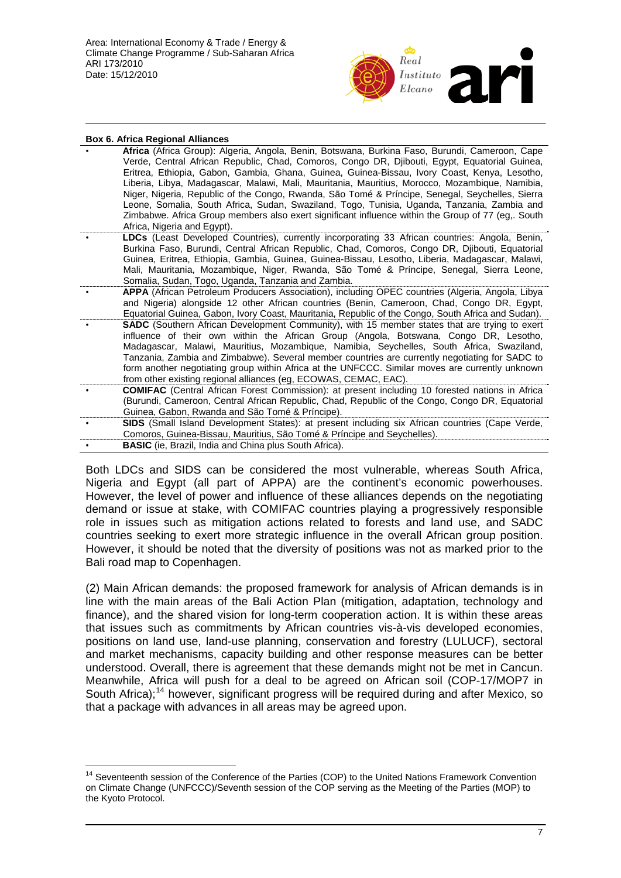**Box 6. Africa Regional Alliances**

- **Africa** (Africa Group): Algeria, Angola, Benin, Botswana, Burkina Faso, Burundi, Cameroon, Cape Verde, Central African Republic, Chad, Comoros, Congo DR, Djibouti, Egypt, Equatorial Guinea, Eritrea, Ethiopia, Gabon, Gambia, Ghana, Guinea, Guinea-Bissau, Ivory Coast, Kenya, Lesotho, Liberia, Libya, Madagascar, Malawi, Mali, Mauritania, Mauritius, Morocco, Mozambique, Namibia, Niger, Nigeria, Republic of the Congo, Rwanda, São Tomé & Príncipe, Senegal, Seychelles, Sierra Leone, Somalia, South Africa, Sudan, Swaziland, Togo, Tunisia, Uganda, Tanzania, Zambia and Zimbabwe. Africa Group members also exert significant influence within the Group of 77 (eg,. South Africa, Nigeria and Egypt).
- **LDCs** (Least Developed Countries), currently incorporating 33 African countries: Angola, Benin, Burkina Faso, Burundi, Central African Republic, Chad, Comoros, Congo DR, Djibouti, Equatorial Guinea, Eritrea, Ethiopia, Gambia, Guinea, Guinea-Bissau, Lesotho, Liberia, Madagascar, Malawi, Mali, Mauritania, Mozambique, Niger, Rwanda, São Tomé & Príncipe, Senegal, Sierra Leone, Somalia, Sudan, Togo, Uganda, Tanzania and Zambia.
- **APPA** (African Petroleum Producers Association), including OPEC countries (Algeria, Angola, Libya and Nigeria) alongside 12 other African countries (Benin, Cameroon, Chad, Congo DR, Egypt, Equatorial Guinea, Gabon, Ivory Coast, Mauritania, Republic of the Congo, South Africa and Sudan).
- **SADC** (Southern African Development Community), with 15 member states that are trying to exert influence of their own within the African Group (Angola, Botswana, Congo DR, Lesotho, Madagascar, Malawi, Mauritius, Mozambique, Namibia, Seychelles, South Africa, Swaziland, Tanzania, Zambia and Zimbabwe). Several member countries are currently negotiating for SADC to form another negotiating group within Africa at the UNFCCC. Similar moves are currently unknown from other existing regional alliances (eg, ECOWAS, CEMAC, EAC).
- **COMIFAC** (Central African Forest Commission): at present including 10 forested nations in Africa (Burundi, Cameroon, Central African Republic, Chad, Republic of the Congo, Congo DR, Equatorial Guinea, Gabon, Rwanda and São Tomé & Príncipe).
- **SIDS** (Small Island Development States): at present including six African countries (Cape Verde, Comoros, Guinea-Bissau, Mauritius, São Tomé & Príncipe and Seychelles).
- **BASIC** (ie, Brazil, India and China plus South Africa).

Both LDCs and SIDS can be considered the most vulnerable, whereas South Africa, Nigeria and Egypt (all part of APPA) are the continent's economic powerhouses. However, the level of power and influence of these alliances depends on the negotiating demand or issue at stake, with COMIFAC countries playing a progressively responsible role in issues such as mitigation actions related to forests and land use, and SADC countries seeking to exert more strategic influence in the overall African group position. However, it should be noted that the diversity of positions was not as marked prior to the Bali road map to Copenhagen.

(2) Main African demands: the proposed framework for analysis of African demands is in line with the main areas of the Bali Action Plan (mitigation, adaptation, technology and finance), and the shared vision for long-term cooperation action. It is within these areas that issues such as commitments by African countries vis-à-vis developed economies, positions on land use, land-use planning, conservation and forestry (LULUCF), sectoral and market mechanisms, capacity building and other response measures can be better understood. Overall, there is agreement that these demands might not be met in Cancun. Meanwhile, Africa will push for a deal to be agreed on African soil (COP-17/MOP7 in South Africa);[14] however, significant progress will be required during and after Mexico, so that a package with advances in all areas may be agreed upon.

[14] Seventeenth session of the Conference of the Parties (COP) to the United Nations Framework Convention on Climate Change (UNFCCC)/Seventh session of the COP serving as the Meeting of the Parties (MOP) to the Kyoto Protocol.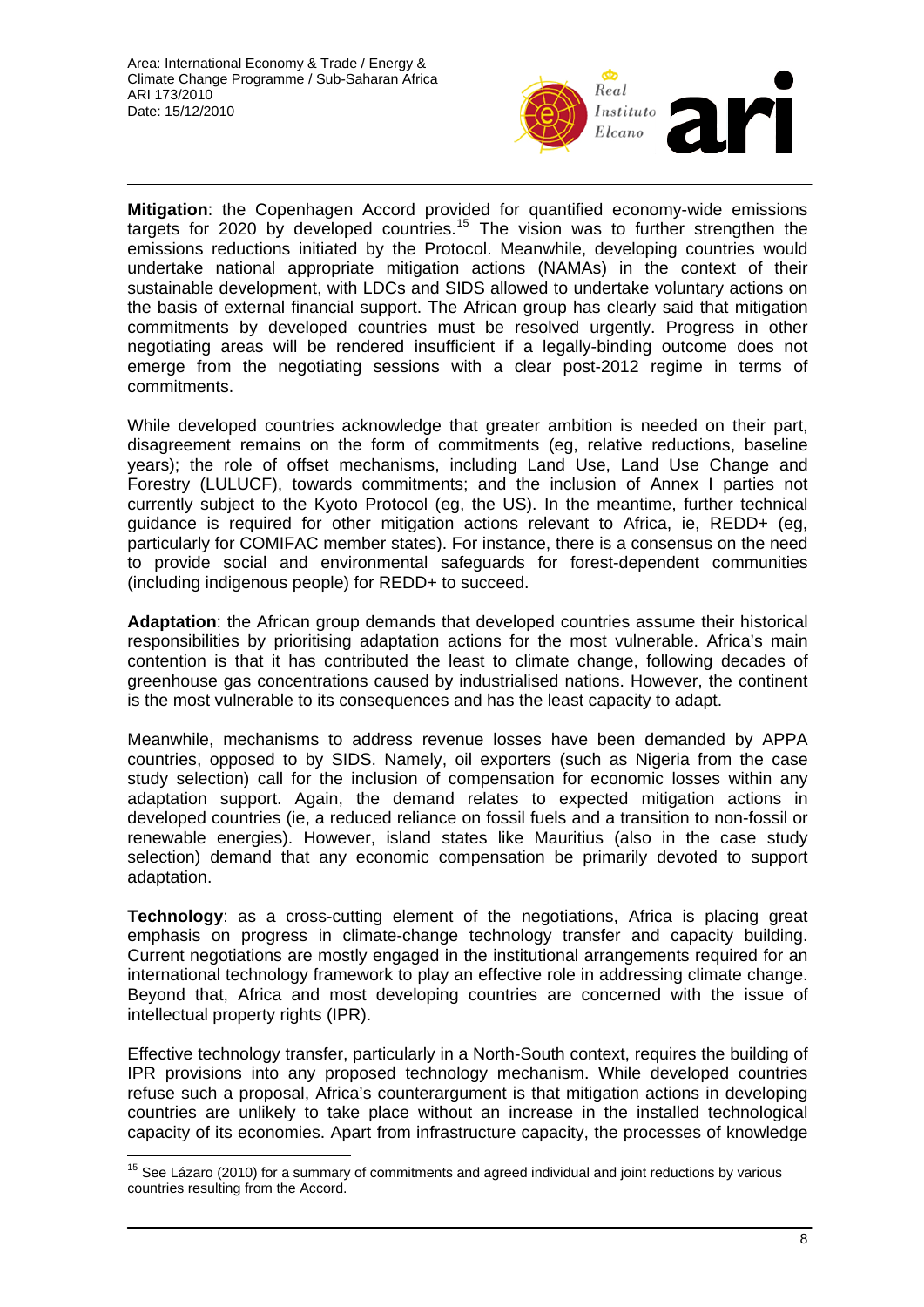**Mitigation**: the Copenhagen Accord provided for quantified economy-wide emissions targets for 2020 by developed countries.[15] The vision was to further strengthen the emissions reductions initiated by the Protocol. Meanwhile, developing countries would undertake national appropriate mitigation actions (NAMAs) in the context of their sustainable development, with LDCs and SIDS allowed to undertake voluntary actions on the basis of external financial support. The African group has clearly said that mitigation commitments by developed countries must be resolved urgently. Progress in other negotiating areas will be rendered insufficient if a legally-binding outcome does not emerge from the negotiating sessions with a clear post-2012 regime in terms of commitments.

While developed countries acknowledge that greater ambition is needed on their part, disagreement remains on the form of commitments (eg, relative reductions, baseline years); the role of offset mechanisms, including Land Use, Land Use Change and Forestry (LULUCF), towards commitments; and the inclusion of Annex I parties not currently subject to the Kyoto Protocol (eg, the US). In the meantime, further technical guidance is required for other mitigation actions relevant to Africa, ie, REDD+ (eg, particularly for COMIFAC member states). For instance, there is a consensus on the need to provide social and environmental safeguards for forest-dependent communities (including indigenous people) for REDD+ to succeed.

**Adaptation**: the African group demands that developed countries assume their historical responsibilities by prioritising adaptation actions for the most vulnerable. Africa's main contention is that it has contributed the least to climate change, following decades of greenhouse gas concentrations caused by industrialised nations. However, the continent is the most vulnerable to its consequences and has the least capacity to adapt.

Meanwhile, mechanisms to address revenue losses have been demanded by APPA countries, opposed to by SIDS. Namely, oil exporters (such as Nigeria from the case study selection) call for the inclusion of compensation for economic losses within any adaptation support. Again, the demand relates to expected mitigation actions in developed countries (ie, a reduced reliance on fossil fuels and a transition to non-fossil or renewable energies). However, island states like Mauritius (also in the case study selection) demand that any economic compensation be primarily devoted to support adaptation.

**Technology**: as a cross-cutting element of the negotiations, Africa is placing great emphasis on progress in climate-change technology transfer and capacity building. Current negotiations are mostly engaged in the institutional arrangements required for an international technology framework to play an effective role in addressing climate change. Beyond that, Africa and most developing countries are concerned with the issue of intellectual property rights (IPR).

Effective technology transfer, particularly in a North-South context, requires the building of IPR provisions into any proposed technology mechanism. While developed countries refuse such a proposal, Africa's counterargument is that mitigation actions in developing countries are unlikely to take place without an increase in the installed technological capacity of its economies. Apart from infrastructure capacity, the processes of knowledge

---

[15] See Lázaro (2010) for a summary of commitments and agreed individual and joint reductions by various countries resulting from the Accord.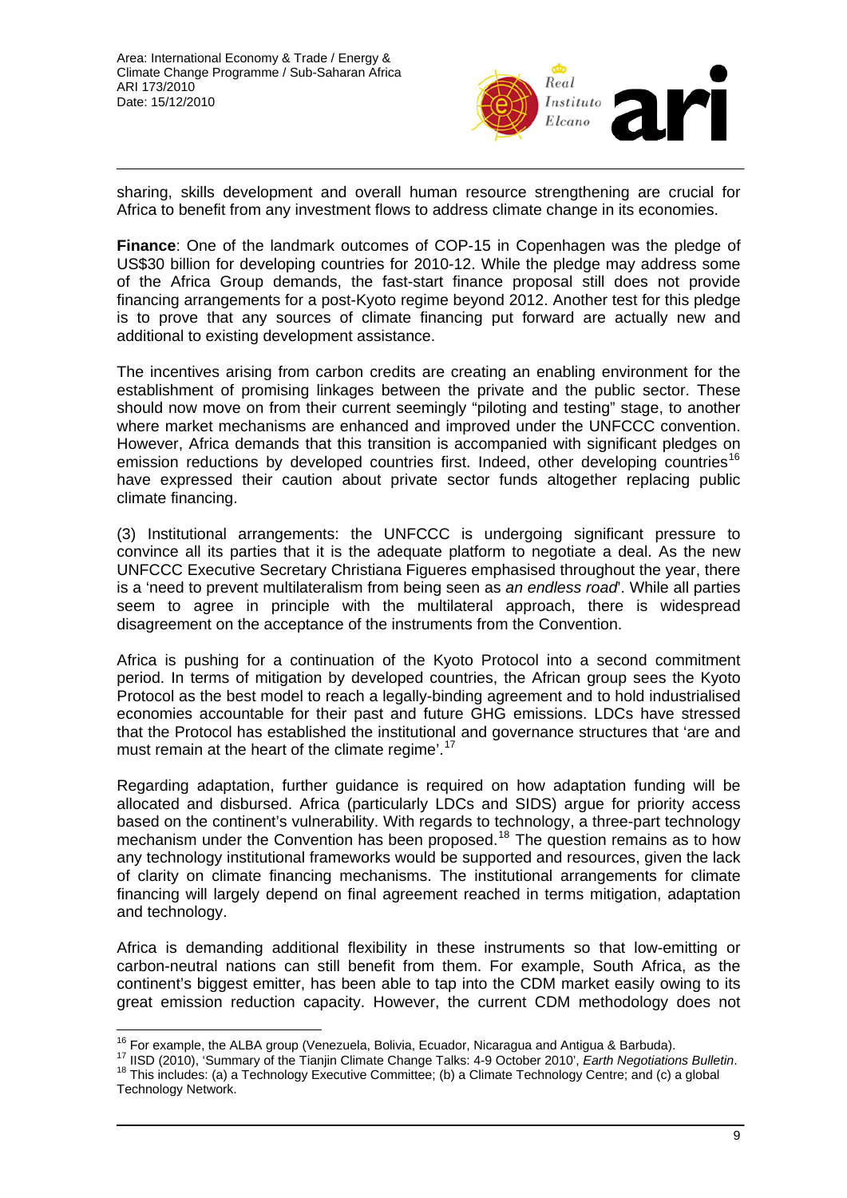sharing, skills development and overall human resource strengthening are crucial for Africa to benefit from any investment flows to address climate change in its economies.

**Finance**: One of the landmark outcomes of COP-15 in Copenhagen was the pledge of US$30 billion for developing countries for 2010-12. While the pledge may address some of the Africa Group demands, the fast-start finance proposal still does not provide financing arrangements for a post-Kyoto regime beyond 2012. Another test for this pledge is to prove that any sources of climate financing put forward are actually new and additional to existing development assistance.

The incentives arising from carbon credits are creating an enabling environment for the establishment of promising linkages between the private and the public sector. These should now move on from their current seemingly "piloting and testing" stage, to another where market mechanisms are enhanced and improved under the UNFCCC convention. However, Africa demands that this transition is accompanied with significant pledges on emission reductions by developed countries first. Indeed, other developing countries[16] have expressed their caution about private sector funds altogether replacing public climate financing.

(3) Institutional arrangements: the UNFCCC is undergoing significant pressure to convince all its parties that it is the adequate platform to negotiate a deal. As the new UNFCCC Executive Secretary Christiana Figueres emphasised throughout the year, there is a 'need to prevent multilateralism from being seen as *an endless road*'. While all parties seem to agree in principle with the multilateral approach, there is widespread disagreement on the acceptance of the instruments from the Convention.

Africa is pushing for a continuation of the Kyoto Protocol into a second commitment period. In terms of mitigation by developed countries, the African group sees the Kyoto Protocol as the best model to reach a legally-binding agreement and to hold industrialised economies accountable for their past and future GHG emissions. LDCs have stressed that the Protocol has established the institutional and governance structures that 'are and must remain at the heart of the climate regime'.[17]

Regarding adaptation, further guidance is required on how adaptation funding will be allocated and disbursed. Africa (particularly LDCs and SIDS) argue for priority access based on the continent's vulnerability. With regards to technology, a three-part technology mechanism under the Convention has been proposed.[18] The question remains as to how any technology institutional frameworks would be supported and resources, given the lack of clarity on climate financing mechanisms. The institutional arrangements for climate financing will largely depend on final agreement reached in terms mitigation, adaptation and technology.

Africa is demanding additional flexibility in these instruments so that low-emitting or carbon-neutral nations can still benefit from them. For example, South Africa, as the continent's biggest emitter, has been able to tap into the CDM market easily owing to its great emission reduction capacity. However, the current CDM methodology does not

---

[16] For example, the ALBA group (Venezuela, Bolivia, Ecuador, Nicaragua and Antigua & Barbuda).

[17] IISD (2010), 'Summary of the Tianjin Climate Change Talks: 4-9 October 2010', *Earth Negotiations Bulletin*.

[18] This includes: (a) a Technology Executive Committee; (b) a Climate Technology Centre; and (c) a global Technology Network.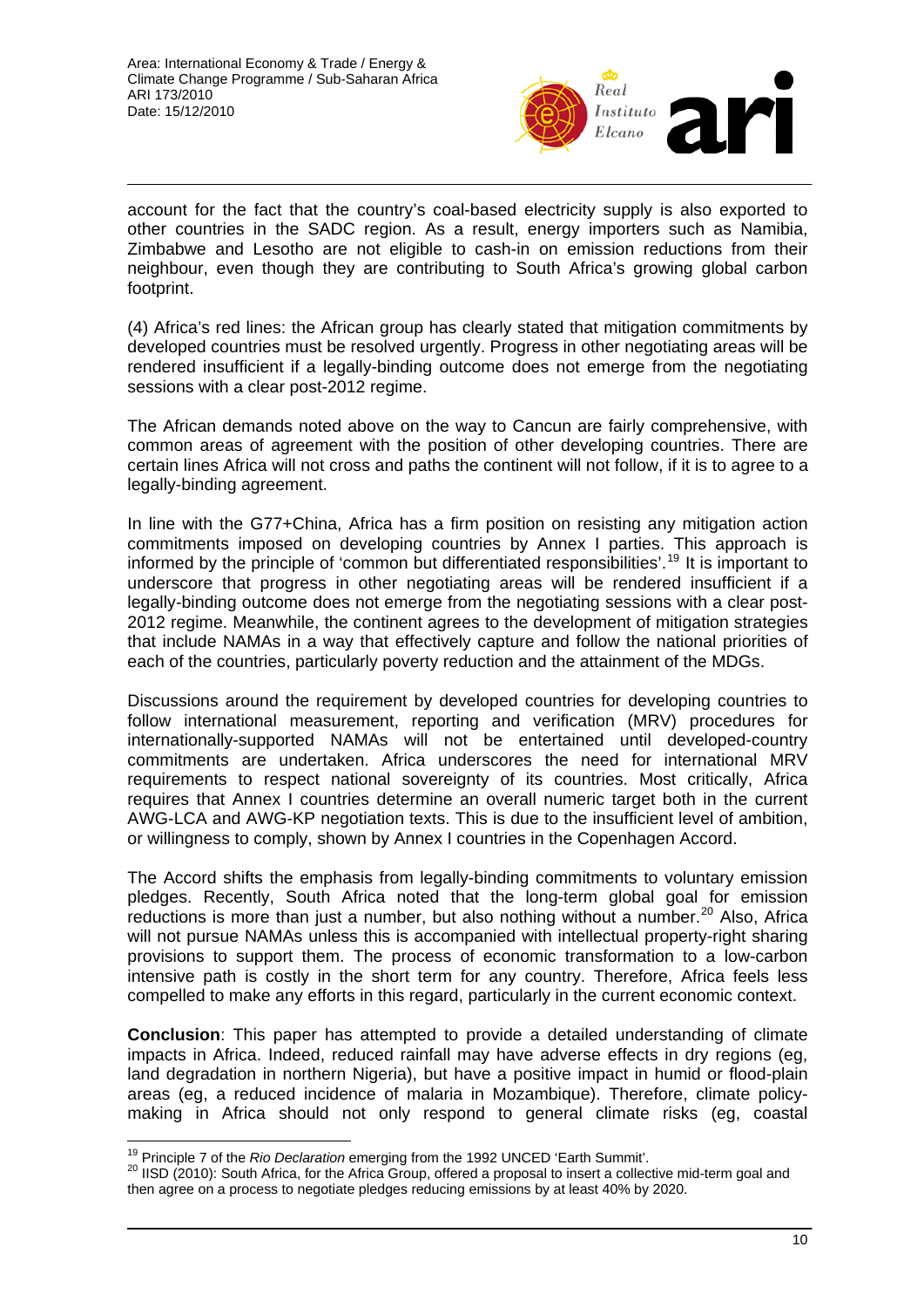account for the fact that the country's coal-based electricity supply is also exported to other countries in the SADC region. As a result, energy importers such as Namibia, Zimbabwe and Lesotho are not eligible to cash-in on emission reductions from their neighbour, even though they are contributing to South Africa's growing global carbon footprint.

(4) Africa's red lines: the African group has clearly stated that mitigation commitments by developed countries must be resolved urgently. Progress in other negotiating areas will be rendered insufficient if a legally-binding outcome does not emerge from the negotiating sessions with a clear post-2012 regime.

The African demands noted above on the way to Cancun are fairly comprehensive, with common areas of agreement with the position of other developing countries. There are certain lines Africa will not cross and paths the continent will not follow, if it is to agree to a legally-binding agreement.

In line with the G77+China, Africa has a firm position on resisting any mitigation action commitments imposed on developing countries by Annex I parties. This approach is informed by the principle of 'common but differentiated responsibilities'.[19] It is important to underscore that progress in other negotiating areas will be rendered insufficient if a legally-binding outcome does not emerge from the negotiating sessions with a clear post-2012 regime. Meanwhile, the continent agrees to the development of mitigation strategies that include NAMAs in a way that effectively capture and follow the national priorities of each of the countries, particularly poverty reduction and the attainment of the MDGs.

Discussions around the requirement by developed countries for developing countries to follow international measurement, reporting and verification (MRV) procedures for internationally-supported NAMAs will not be entertained until developed-country commitments are undertaken. Africa underscores the need for international MRV requirements to respect national sovereignty of its countries. Most critically, Africa requires that Annex I countries determine an overall numeric target both in the current AWG-LCA and AWG-KP negotiation texts. This is due to the insufficient level of ambition, or willingness to comply, shown by Annex I countries in the Copenhagen Accord.

The Accord shifts the emphasis from legally-binding commitments to voluntary emission pledges. Recently, South Africa noted that the long-term global goal for emission reductions is more than just a number, but also nothing without a number.[20] Also, Africa will not pursue NAMAs unless this is accompanied with intellectual property-right sharing provisions to support them. The process of economic transformation to a low-carbon intensive path is costly in the short term for any country. Therefore, Africa feels less compelled to make any efforts in this regard, particularly in the current economic context.

**Conclusion**: This paper has attempted to provide a detailed understanding of climate impacts in Africa. Indeed, reduced rainfall may have adverse effects in dry regions (eg, land degradation in northern Nigeria), but have a positive impact in humid or flood-plain areas (eg, a reduced incidence of malaria in Mozambique). Therefore, climate policy-making in Africa should not only respond to general climate risks (eg, coastal

---

[19] Principle 7 of the *Rio Declaration* emerging from the 1992 UNCED 'Earth Summit'.

[20] IISD (2010): South Africa, for the Africa Group, offered a proposal to insert a collective mid-term goal and then agree on a process to negotiate pledges reducing emissions by at least 40% by 2020.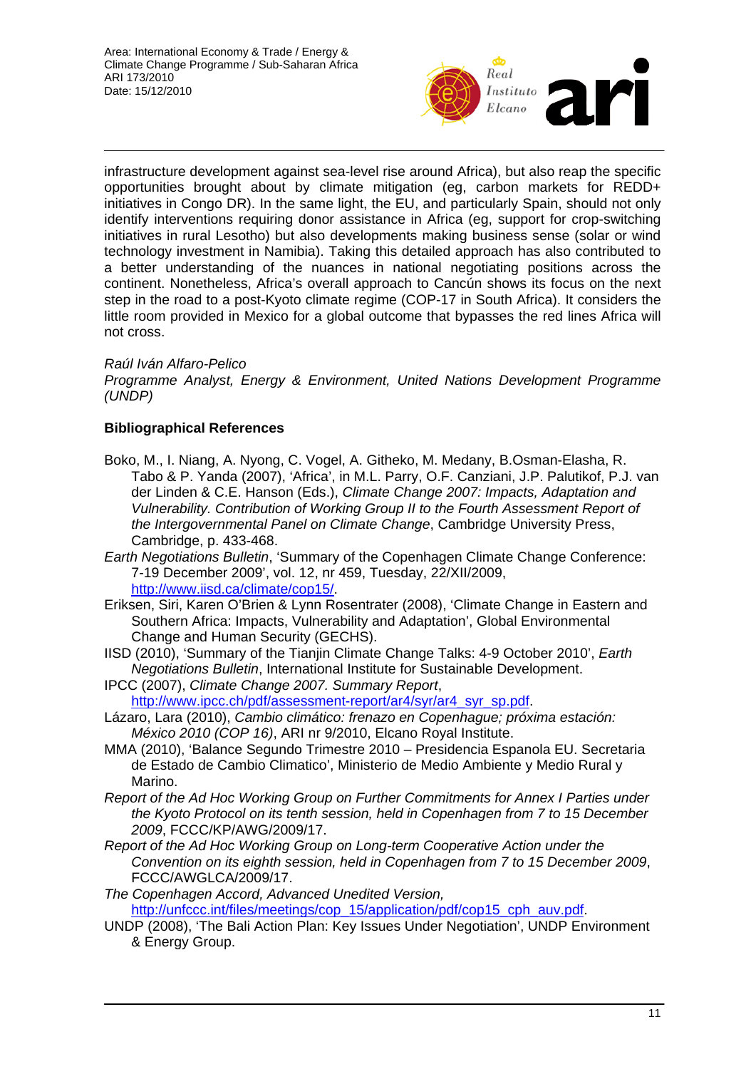infrastructure development against sea-level rise around Africa), but also reap the specific opportunities brought about by climate mitigation (eg, carbon markets for REDD+ initiatives in Congo DR). In the same light, the EU, and particularly Spain, should not only identify interventions requiring donor assistance in Africa (eg, support for crop-switching initiatives in rural Lesotho) but also developments making business sense (solar or wind technology investment in Namibia). Taking this detailed approach has also contributed to a better understanding of the nuances in national negotiating positions across the continent. Nonetheless, Africa's overall approach to Cancún shows its focus on the next step in the road to a post-Kyoto climate regime (COP-17 in South Africa). It considers the little room provided in Mexico for a global outcome that bypasses the red lines Africa will not cross.

*Raúl Iván Alfaro-Pelico*
*Programme Analyst, Energy & Environment, United Nations Development Programme (UNDP)*

**Bibliographical References**

Boko, M., I. Niang, A. Nyong, C. Vogel, A. Githeko, M. Medany, B.Osman-Elasha, R. Tabo & P. Yanda (2007), 'Africa', in M.L. Parry, O.F. Canziani, J.P. Palutikof, P.J. van der Linden & C.E. Hanson (Eds.), *Climate Change 2007: Impacts, Adaptation and Vulnerability. Contribution of Working Group II to the Fourth Assessment Report of the Intergovernmental Panel on Climate Change*, Cambridge University Press, Cambridge, p. 433-468.

*Earth Negotiations Bulletin*, 'Summary of the Copenhagen Climate Change Conference: 7-19 December 2009', vol. 12, nr 459, Tuesday, 22/XII/2009, http://www.iisd.ca/climate/cop15/.

Eriksen, Siri, Karen O'Brien & Lynn Rosentrater (2008), 'Climate Change in Eastern and Southern Africa: Impacts, Vulnerability and Adaptation', Global Environmental Change and Human Security (GECHS).

IISD (2010), 'Summary of the Tianjin Climate Change Talks: 4-9 October 2010', *Earth Negotiations Bulletin*, International Institute for Sustainable Development.

IPCC (2007), *Climate Change 2007. Summary Report*, http://www.ipcc.ch/pdf/assessment-report/ar4/syr/ar4_syr_sp.pdf.

Lázaro, Lara (2010), *Cambio climático: frenazo en Copenhague; próxima estación: México 2010 (COP 16)*, ARI nr 9/2010, Elcano Royal Institute.

MMA (2010), 'Balance Segundo Trimestre 2010 – Presidencia Espanola EU. Secretaria de Estado de Cambio Climatico', Ministerio de Medio Ambiente y Medio Rural y Marino.

*Report of the Ad Hoc Working Group on Further Commitments for Annex I Parties under the Kyoto Protocol on its tenth session, held in Copenhagen from 7 to 15 December 2009*, FCCC/KP/AWG/2009/17.

*Report of the Ad Hoc Working Group on Long-term Cooperative Action under the Convention on its eighth session, held in Copenhagen from 7 to 15 December 2009*, FCCC/AWGLCA/2009/17.

*The Copenhagen Accord, Advanced Unedited Version*, http://unfccc.int/files/meetings/cop_15/application/pdf/cop15_cph_auv.pdf.

UNDP (2008), 'The Bali Action Plan: Key Issues Under Negotiation', UNDP Environment & Energy Group.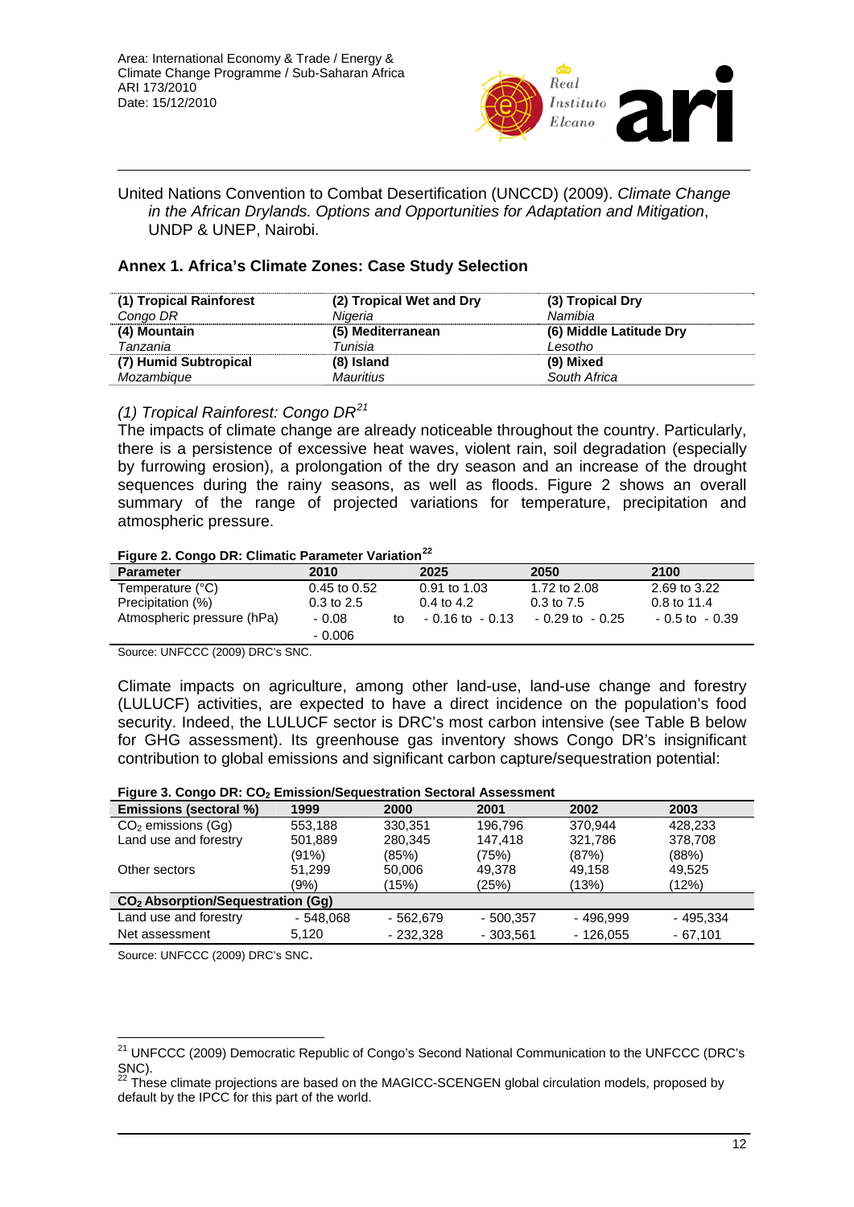United Nations Convention to Combat Desertification (UNCCD) (2009). *Climate Change in the African Drylands. Options and Opportunities for Adaptation and Mitigation*, UNDP & UNEP, Nairobi.

## Annex 1. Africa's Climate Zones: Case Study Selection

| (1) Tropical Rainforest | (2) Tropical Wet and Dry | (3) Tropical Dry |
|---|---|---|
| *Congo DR* | *Nigeria* | *Namibia* |
| **(4) Mountain** | **(5) Mediterranean** | **(6) Middle Latitude Dry** |
| *Tanzania* | *Tunisia* | *Lesotho* |
| **(7) Humid Subtropical** | **(8) Island** | **(9) Mixed** |
| *Mozambique* | *Mauritius* | *South Africa* |

*(1) Tropical Rainforest: Congo DR*[21]

The impacts of climate change are already noticeable throughout the country. Particularly, there is a persistence of excessive heat waves, violent rain, soil degradation (especially by furrowing erosion), a prolongation of the dry season and an increase of the drought sequences during the rainy seasons, as well as floods. Figure 2 shows an overall summary of the range of projected variations for temperature, precipitation and atmospheric pressure.

**Figure 2. Congo DR: Climatic Parameter Variation**[22]

| Parameter | 2010 | 2025 | 2050 | 2100 |
|---|---|---|---|---|
| Temperature (°C) | 0.45 to 0.52 | 0.91 to 1.03 | 1.72 to 2.08 | 2.69 to 3.22 |
| Precipitation (%) | 0.3 to 2.5 | 0.4 to 4.2 | 0.3 to 7.5 | 0.8 to 11.4 |
| Atmospheric pressure (hPa) | - 0.08 to - 0.006 | - 0.16 to - 0.13 | - 0.29 to - 0.25 | - 0.5 to - 0.39 |

Source: UNFCCC (2009) DRC's SNC.

Climate impacts on agriculture, among other land-use, land-use change and forestry (LULUCF) activities, are expected to have a direct incidence on the population's food security. Indeed, the LULUCF sector is DRC's most carbon intensive (see Table B below for GHG assessment). Its greenhouse gas inventory shows Congo DR's insignificant contribution to global emissions and significant carbon capture/sequestration potential:

**Figure 3. Congo DR: $CO_2$ Emission/Sequestration Sectoral Assessment**

| Emissions (sectoral %) | 1999 | 2000 | 2001 | 2002 | 2003 |
|---|---|---|---|---|---|
| $CO_2$ emissions (Gg) | 553,188 | 330,351 | 196,796 | 370,944 | 428,233 |
| Land use and forestry | 501,889 (91%) | 280,345 (85%) | 147,418 (75%) | 321,786 (87%) | 378,708 (88%) |
| Other sectors | 51,299 (9%) | 50,006 (15%) | 49,378 (25%) | 49,158 (13%) | 49,525 (12%) |
| **$CO_2$ Absorption/Sequestration (Gg)** | | | | | |
| Land use and forestry | - 548,068 | - 562,679 | - 500,357 | - 496,999 | - 495,334 |
| Net assessment | 5,120 | - 232,328 | - 303,561 | - 126,055 | - 67,101 |

Source: UNFCCC (2009) DRC's SNC.

[21] UNFCCC (2009) Democratic Republic of Congo's Second National Communication to the UNFCCC (DRC's SNC).

[22] These climate projections are based on the MAGICC-SCENGEN global circulation models, proposed by default by the IPCC for this part of the world.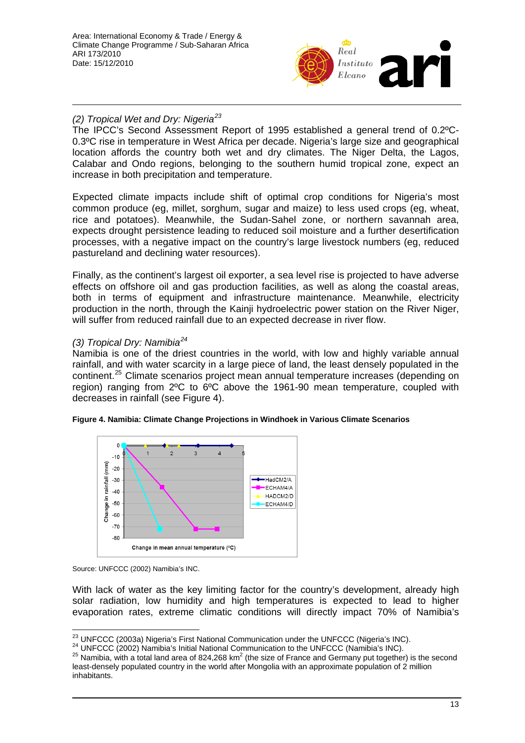### (2) Tropical Wet and Dry: Nigeria[23]

The IPCC's Second Assessment Report of 1995 established a general trend of 0.2ºC-0.3ºC rise in temperature in West Africa per decade. Nigeria's large size and geographical location affords the country both wet and dry climates. The Niger Delta, the Lagos, Calabar and Ondo regions, belonging to the southern humid tropical zone, expect an increase in both precipitation and temperature.

Expected climate impacts include shift of optimal crop conditions for Nigeria's most common produce (eg, millet, sorghum, sugar and maize) to less used crops (eg, wheat, rice and potatoes). Meanwhile, the Sudan-Sahel zone, or northern savannah area, expects drought persistence leading to reduced soil moisture and a further desertification processes, with a negative impact on the country's large livestock numbers (eg, reduced pastureland and declining water resources).

Finally, as the continent's largest oil exporter, a sea level rise is projected to have adverse effects on offshore oil and gas production facilities, as well as along the coastal areas, both in terms of equipment and infrastructure maintenance. Meanwhile, electricity production in the north, through the Kainji hydroelectric power station on the River Niger, will suffer from reduced rainfall due to an expected decrease in river flow.

### (3) Tropical Dry: Namibia[24]

Namibia is one of the driest countries in the world, with low and highly variable annual rainfall, and with water scarcity in a large piece of land, the least densely populated in the continent.[25] Climate scenarios project mean annual temperature increases (depending on region) ranging from 2ºC to 6ºC above the 1961-90 mean temperature, coupled with decreases in rainfall (see Figure 4).

**Figure 4. Namibia: Climate Change Projections in Windhoek in Various Climate Scenarios**

Source: UNFCCC (2002) Namibia's INC.

With lack of water as the key limiting factor for the country's development, already high solar radiation, low humidity and high temperatures is expected to lead to higher evaporation rates, extreme climatic conditions will directly impact 70% of Namibia's

---

[23] UNFCCC (2003a) Nigeria's First National Communication under the UNFCCC (Nigeria's INC).

[24] UNFCCC (2002) Namibia's Initial National Communication to the UNFCCC (Namibia's INC).

[25] Namibia, with a total land area of 824,268 km$^2$ (the size of France and Germany put together) is the second least-densely populated country in the world after Mongolia with an approximate population of 2 million inhabitants.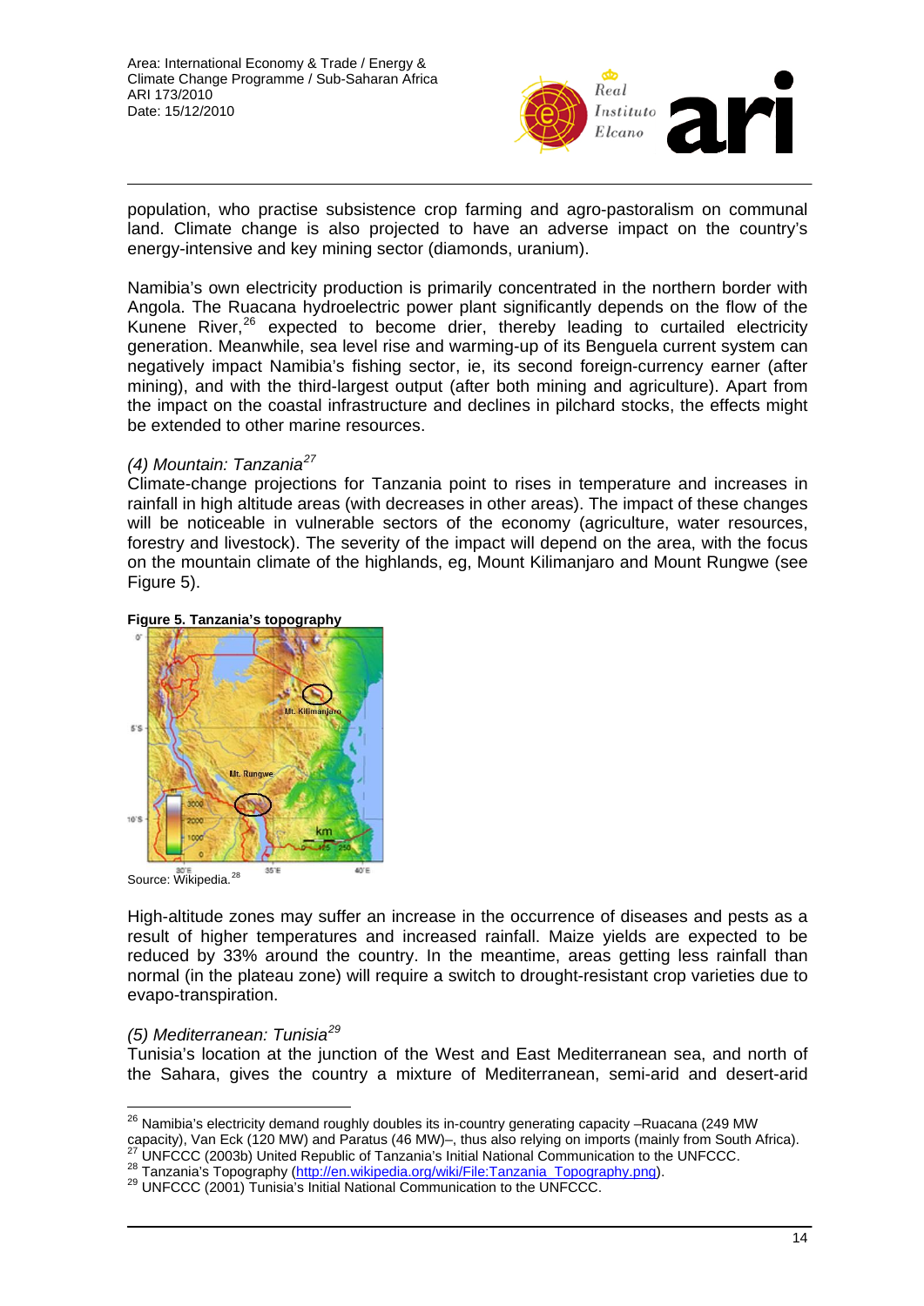population, who practise subsistence crop farming and agro-pastoralism on communal land. Climate change is also projected to have an adverse impact on the country's energy-intensive and key mining sector (diamonds, uranium).

Namibia's own electricity production is primarily concentrated in the northern border with Angola. The Ruacana hydroelectric power plant significantly depends on the flow of the Kunene River,[26] expected to become drier, thereby leading to curtailed electricity generation. Meanwhile, sea level rise and warming-up of its Benguela current system can negatively impact Namibia's fishing sector, ie, its second foreign-currency earner (after mining), and with the third-largest output (after both mining and agriculture). Apart from the impact on the coastal infrastructure and declines in pilchard stocks, the effects might be extended to other marine resources.

*(4) Mountain: Tanzania[27]*

Climate-change projections for Tanzania point to rises in temperature and increases in rainfall in high altitude areas (with decreases in other areas). The impact of these changes will be noticeable in vulnerable sectors of the economy (agriculture, water resources, forestry and livestock). The severity of the impact will depend on the area, with the focus on the mountain climate of the highlands, eg, Mount Kilimanjaro and Mount Rungwe (see Figure 5).

**Figure 5. Tanzania's topography**

Source: Wikipedia.[28]

High-altitude zones may suffer an increase in the occurrence of diseases and pests as a result of higher temperatures and increased rainfall. Maize yields are expected to be reduced by 33% around the country. In the meantime, areas getting less rainfall than normal (in the plateau zone) will require a switch to drought-resistant crop varieties due to evapo-transpiration.

*(5) Mediterranean: Tunisia[29]*

Tunisia's location at the junction of the West and East Mediterranean sea, and north of the Sahara, gives the country a mixture of Mediterranean, semi-arid and desert-arid

---

[26] Namibia's electricity demand roughly doubles its in-country generating capacity –Ruacana (249 MW capacity), Van Eck (120 MW) and Paratus (46 MW)–, thus also relying on imports (mainly from South Africa).

[27] UNFCCC (2003b) United Republic of Tanzania's Initial National Communication to the UNFCCC.

[28] Tanzania's Topography (http://en.wikipedia.org/wiki/File:Tanzania_Topography.png).

[29] UNFCCC (2001) Tunisia's Initial National Communication to the UNFCCC.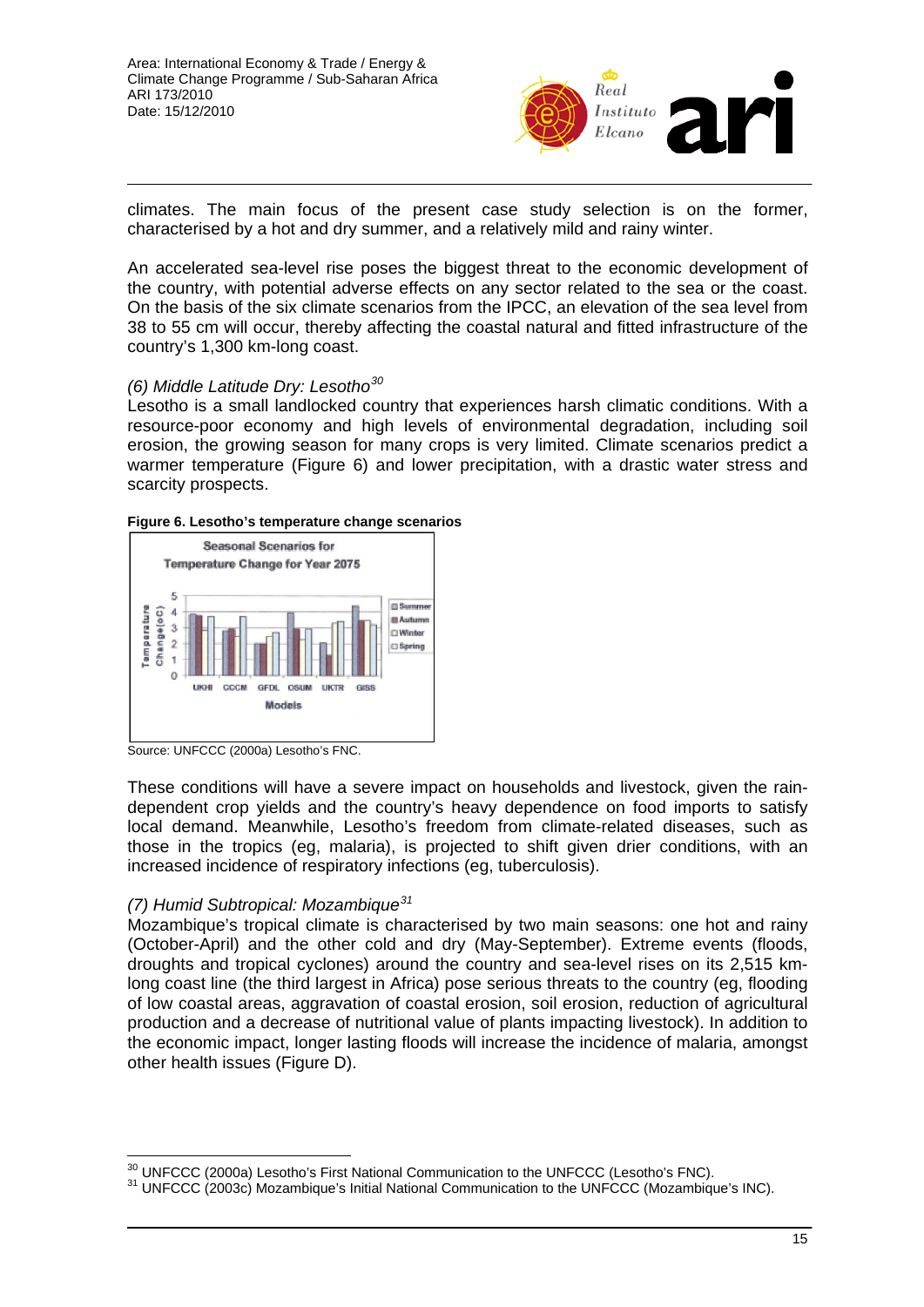climates. The main focus of the present case study selection is on the former, characterised by a hot and dry summer, and a relatively mild and rainy winter.

An accelerated sea-level rise poses the biggest threat to the economic development of the country, with potential adverse effects on any sector related to the sea or the coast. On the basis of the six climate scenarios from the IPCC, an elevation of the sea level from 38 to 55 cm will occur, thereby affecting the coastal natural and fitted infrastructure of the country's 1,300 km-long coast.

*(6) Middle Latitude Dry: Lesotho*[30]

Lesotho is a small landlocked country that experiences harsh climatic conditions. With a resource-poor economy and high levels of environmental degradation, including soil erosion, the growing season for many crops is very limited. Climate scenarios predict a warmer temperature (Figure 6) and lower precipitation, with a drastic water stress and scarcity prospects.

**Figure 6. Lesotho's temperature change scenarios**

Source: UNFCCC (2000a) Lesotho's FNC.

These conditions will have a severe impact on households and livestock, given the rain-dependent crop yields and the country's heavy dependence on food imports to satisfy local demand. Meanwhile, Lesotho's freedom from climate-related diseases, such as those in the tropics (eg, malaria), is projected to shift given drier conditions, with an increased incidence of respiratory infections (eg, tuberculosis).

*(7) Humid Subtropical: Mozambique*[31]

Mozambique's tropical climate is characterised by two main seasons: one hot and rainy (October-April) and the other cold and dry (May-September). Extreme events (floods, droughts and tropical cyclones) around the country and sea-level rises on its 2,515 km-long coast line (the third largest in Africa) pose serious threats to the country (eg, flooding of low coastal areas, aggravation of coastal erosion, soil erosion, reduction of agricultural production and a decrease of nutritional value of plants impacting livestock). In addition to the economic impact, longer lasting floods will increase the incidence of malaria, amongst other health issues (Figure D).

---

[30] UNFCCC (2000a) Lesotho's First National Communication to the UNFCCC (Lesotho's FNC).

[31] UNFCCC (2003c) Mozambique's Initial National Communication to the UNFCCC (Mozambique's INC).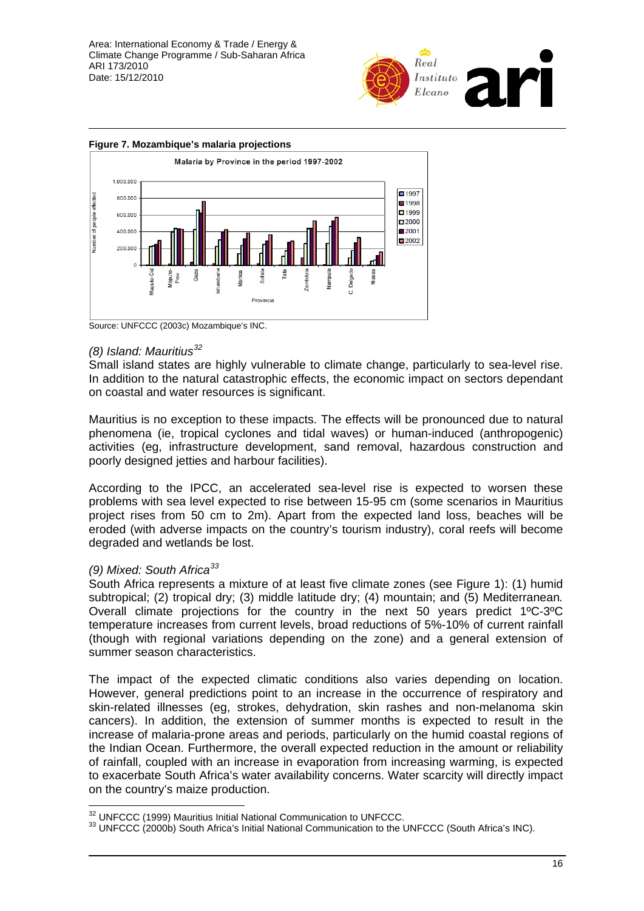**Figure 7. Mozambique's malaria projections**

Source: UNFCCC (2003c) Mozambique's INC.

*(8) Island: Mauritius*[32]

Small island states are highly vulnerable to climate change, particularly to sea-level rise. In addition to the natural catastrophic effects, the economic impact on sectors dependant on coastal and water resources is significant.

Mauritius is no exception to these impacts. The effects will be pronounced due to natural phenomena (ie, tropical cyclones and tidal waves) or human-induced (anthropogenic) activities (eg, infrastructure development, sand removal, hazardous construction and poorly designed jetties and harbour facilities).

According to the IPCC, an accelerated sea-level rise is expected to worsen these problems with sea level expected to rise between 15-95 cm (some scenarios in Mauritius project rises from 50 cm to 2m). Apart from the expected land loss, beaches will be eroded (with adverse impacts on the country's tourism industry), coral reefs will become degraded and wetlands be lost.

*(9) Mixed: South Africa*[33]

South Africa represents a mixture of at least five climate zones (see Figure 1): (1) humid subtropical; (2) tropical dry; (3) middle latitude dry; (4) mountain; and (5) Mediterranean. Overall climate projections for the country in the next 50 years predict 1ºC-3ºC temperature increases from current levels, broad reductions of 5%-10% of current rainfall (though with regional variations depending on the zone) and a general extension of summer season characteristics.

The impact of the expected climatic conditions also varies depending on location. However, general predictions point to an increase in the occurrence of respiratory and skin-related illnesses (eg, strokes, dehydration, skin rashes and non-melanoma skin cancers). In addition, the extension of summer months is expected to result in the increase of malaria-prone areas and periods, particularly on the humid coastal regions of the Indian Ocean. Furthermore, the overall expected reduction in the amount or reliability of rainfall, coupled with an increase in evaporation from increasing warming, is expected to exacerbate South Africa's water availability concerns. Water scarcity will directly impact on the country's maize production.

---

[32] UNFCCC (1999) Mauritius Initial National Communication to UNFCCC.

[33] UNFCCC (2000b) South Africa's Initial National Communication to the UNFCCC (South Africa's INC).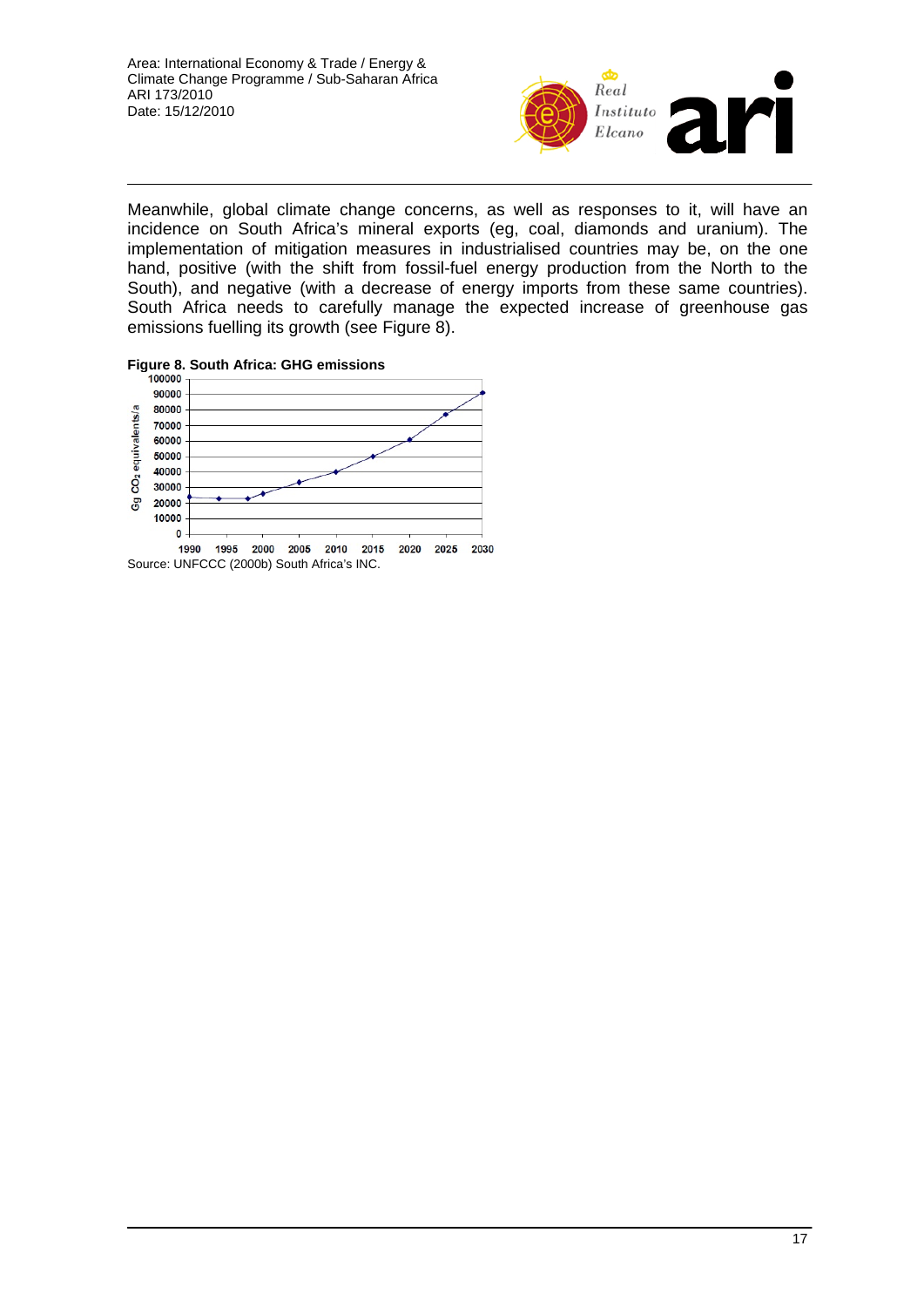Meanwhile, global climate change concerns, as well as responses to it, will have an incidence on South Africa's mineral exports (eg, coal, diamonds and uranium). The implementation of mitigation measures in industrialised countries may be, on the one hand, positive (with the shift from fossil-fuel energy production from the North to the South), and negative (with a decrease of energy imports from these same countries). South Africa needs to carefully manage the expected increase of greenhouse gas emissions fuelling its growth (see Figure 8).

**Figure 8. South Africa: GHG emissions**

Gg $CO_2$ equivalents/a

100000
90000
80000
70000
60000
50000
40000
30000
20000
10000
0

1990 1995 2000 2005 2010 2015 2020 2025 2030

Source: UNFCCC (2000b) South Africa's INC.